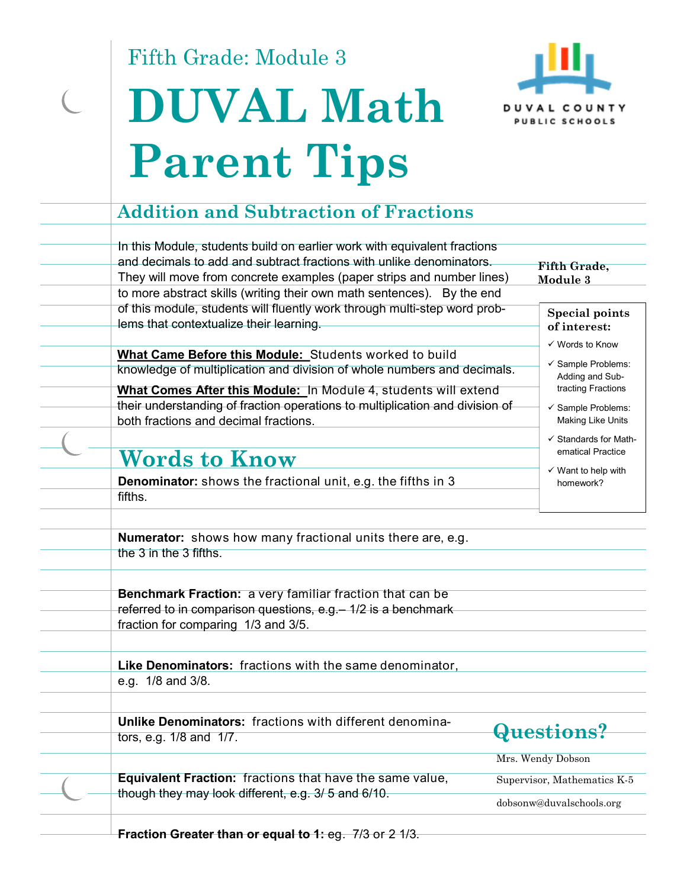Fifth Grade: Module 3

# DUVAL Math Parent Tips

DUVAL COUNTY PUBLIC SCHOOLS

## Addition and Subtraction of Fractions

In this Module, students build on earlier work with equivalent fractions and decimals to add and subtract fractions with unlike denominators. They will move from concrete examples (paper strips and number lines) to more abstract skills (writing their own math sentences). By the end of this module, students will fluently work through multi-step word problems that contextualize their learning.

**What Came Before this Module:** Students worked to build knowledge of multiplication and division of whole numbers and decimals.

**What Comes After this Module:** In Module 4, students will extend their understanding of fraction operations to multiplication and division of both fractions and decimal fractions.

**Fifth Grade, Module 3**

**Special points of interest:**

- ✓ Words to Know
- ✓ Sample Problems: Adding and Subtracting Fractions
- ✓ Sample Problems: Making Like Units
- ✓ Standards for Mathematical Practice
- ✓ Want to help with homework?

## Words to Know

**Denominator:** shows the fractional unit, e.g. the fifths in 3 fifths.

**Numerator:** shows how many fractional units there are, e.g. the 3 in the 3 fifths.

**Benchmark Fraction:** a very familiar fraction that can be referred to in comparison questions, e.g.– 1/2 is a benchmark fraction for comparing 1/3 and 3/5.

**Like Denominators:** fractions with the same denominator, e.g. 1/8 and 3/8.

**Unlike Denominators:** fractions with different denominators, e.g. 1/8 and 1/7.

**Equivalent Fraction:** fractions that have the same value, though they may look different, e.g. 3/ 5 and 6/10.

**Fraction Greater than or equal to 1:** eg. 7/3 or 2 1/3.

## Questions?

Mrs. Wendy Dobson

Supervisor, Mathematics K-5

dobsonw@duvalschools.org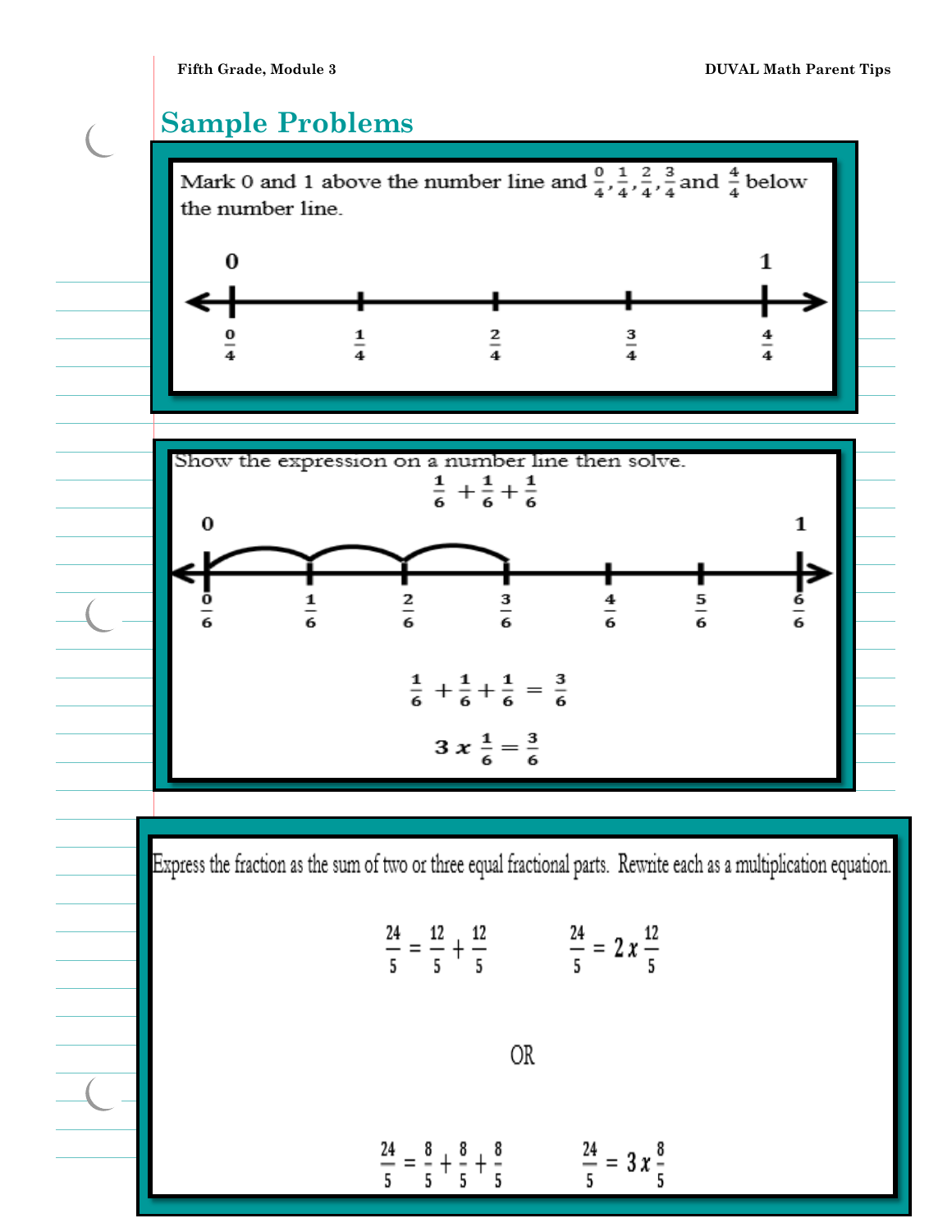## Sample Problems

Mark 0 and 1 above the number line and $\frac{0}{4}, \frac{1}{4}, \frac{2}{4}, \frac{3}{4}$ and $\frac{4}{4}$ below the number line.

0 1

$\frac{0}{4}$ $\frac{1}{4}$ $\frac{2}{4}$ $\frac{3}{4}$ $\frac{4}{4}$

Show the expression on a number line then solve.

$$\frac{1}{6} + \frac{1}{6} + \frac{1}{6}$$

0 1

$\frac{0}{6}$ $\frac{1}{6}$ $\frac{2}{6}$ $\frac{3}{6}$ $\frac{4}{6}$ $\frac{5}{6}$ $\frac{6}{6}$

$$\frac{1}{6} + \frac{1}{6} + \frac{1}{6} = \frac{3}{6}$$

$$3 \times \frac{1}{6} = \frac{3}{6}$$

Express the fraction as the sum of two or three equal fractional parts. Rewrite each as a multiplication equation.

$$\frac{24}{5} = \frac{12}{5} + \frac{12}{5} \qquad \frac{24}{5} = 2 \times \frac{12}{5}$$

OR

$$\frac{24}{5} = \frac{8}{5} + \frac{8}{5} + \frac{8}{5} \qquad \frac{24}{5} = 3 \times \frac{8}{5}$$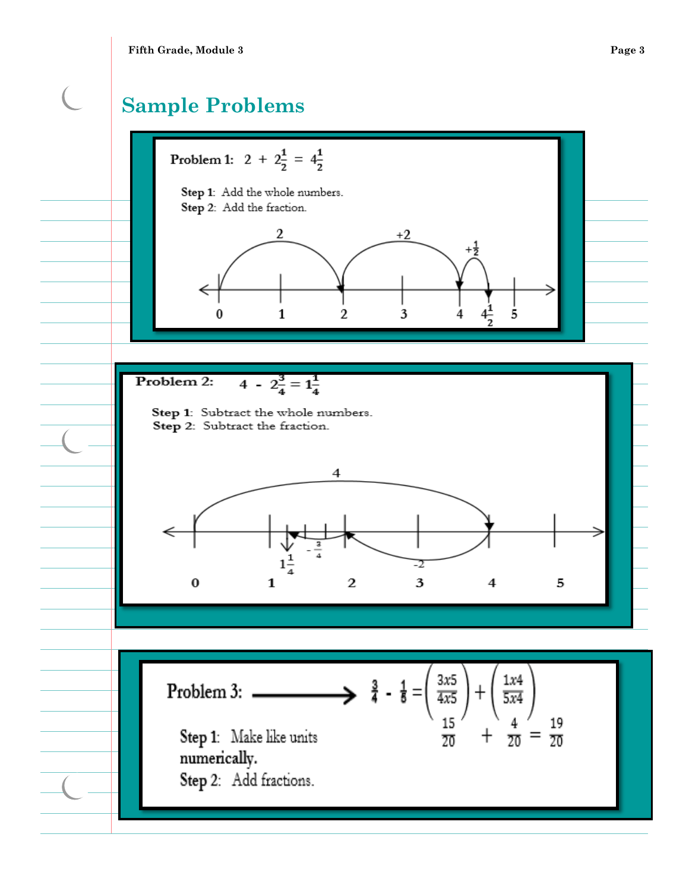## Sample Problems

**Problem 1:** $2 + 2\frac{1}{2} = 4\frac{1}{2}$

**Step 1**: Add the whole numbers.
**Step 2**: Add the fraction.

2, +2, $+\frac{1}{2}$

0, 1, 2, 3, 4, $4\frac{1}{2}$, 5

**Problem 2:** $4 - 2\frac{3}{4} = 1\frac{1}{4}$

**Step 1**: Subtract the whole numbers.
**Step 2**: Subtract the fraction.

4, -2, $-\frac{3}{4}$, $1\frac{1}{4}$

0, 1, 2, 3, 4, 5

**Problem 3:** ⟶ $\frac{3}{4} - \frac{1}{5} = \left(\frac{3x5}{4x5}\right) + \left(\frac{1x4}{5x4}\right)$

$\frac{15}{20} + \frac{4}{20} = \frac{19}{20}$

**Step 1**: Make like units numerically.
**Step 2**: Add fractions.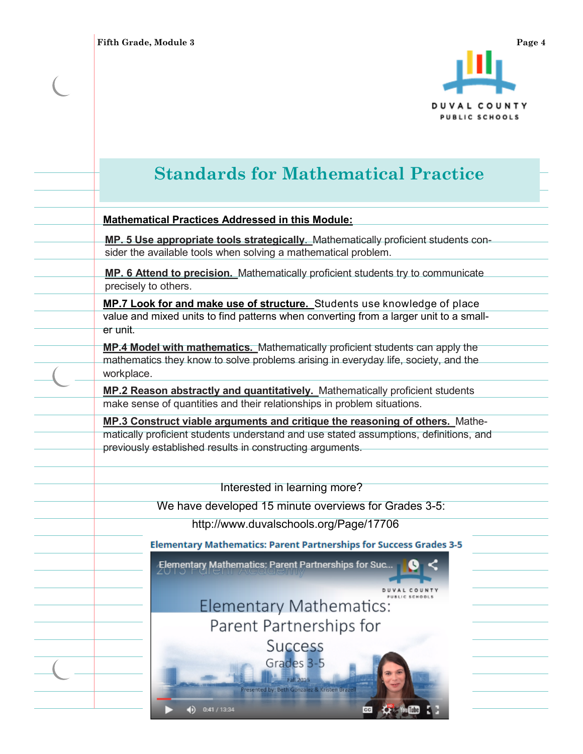## Standards for Mathematical Practice

**Mathematical Practices Addressed in this Module:**

**MP. 5 Use appropriate tools strategically.** Mathematically proficient students consider the available tools when solving a mathematical problem.

**MP. 6 Attend to precision.** Mathematically proficient students try to communicate precisely to others.

**MP.7 Look for and make use of structure.** Students use knowledge of place value and mixed units to find patterns when converting from a larger unit to a smaller unit.

**MP.4 Model with mathematics.** Mathematically proficient students can apply the mathematics they know to solve problems arising in everyday life, society, and the workplace.

**MP.2 Reason abstractly and quantitatively.** Mathematically proficient students make sense of quantities and their relationships in problem situations.

**MP.3 Construct viable arguments and critique the reasoning of others.** Mathematically proficient students understand and use stated assumptions, definitions, and previously established results in constructing arguments.

Interested in learning more?

We have developed 15 minute overviews for Grades 3-5:

http://www.duvalschools.org/Page/17706

Elementary Mathematics: Parent Partnerships for Success Grades 3-5